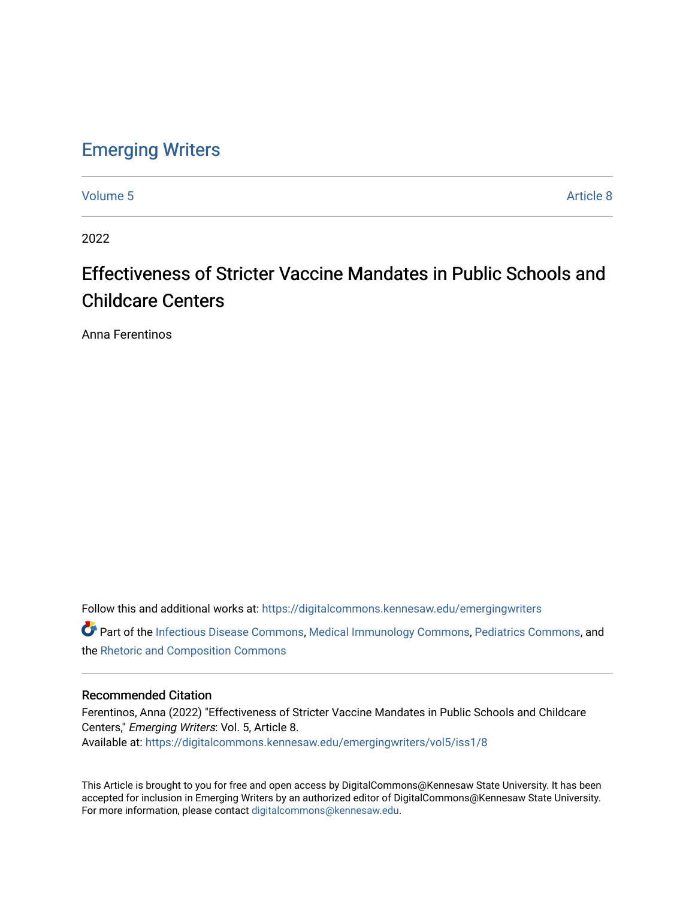# Emerging Writers

Volume 5 Article 8

2022

## Effectiveness of Stricter Vaccine Mandates in Public Schools and Childcare Centers

Anna Ferentinos

Follow this and additional works at: https://digitalcommons.kennesaw.edu/emergingwriters

Part of the Infectious Disease Commons, Medical Immunology Commons, Pediatrics Commons, and the Rhetoric and Composition Commons

### Recommended Citation

Ferentinos, Anna (2022) "Effectiveness of Stricter Vaccine Mandates in Public Schools and Childcare Centers," *Emerging Writers*: Vol. 5, Article 8.
Available at: https://digitalcommons.kennesaw.edu/emergingwriters/vol5/iss1/8

This Article is brought to you for free and open access by DigitalCommons@Kennesaw State University. It has been accepted for inclusion in Emerging Writers by an authorized editor of DigitalCommons@Kennesaw State University. For more information, please contact digitalcommons@kennesaw.edu.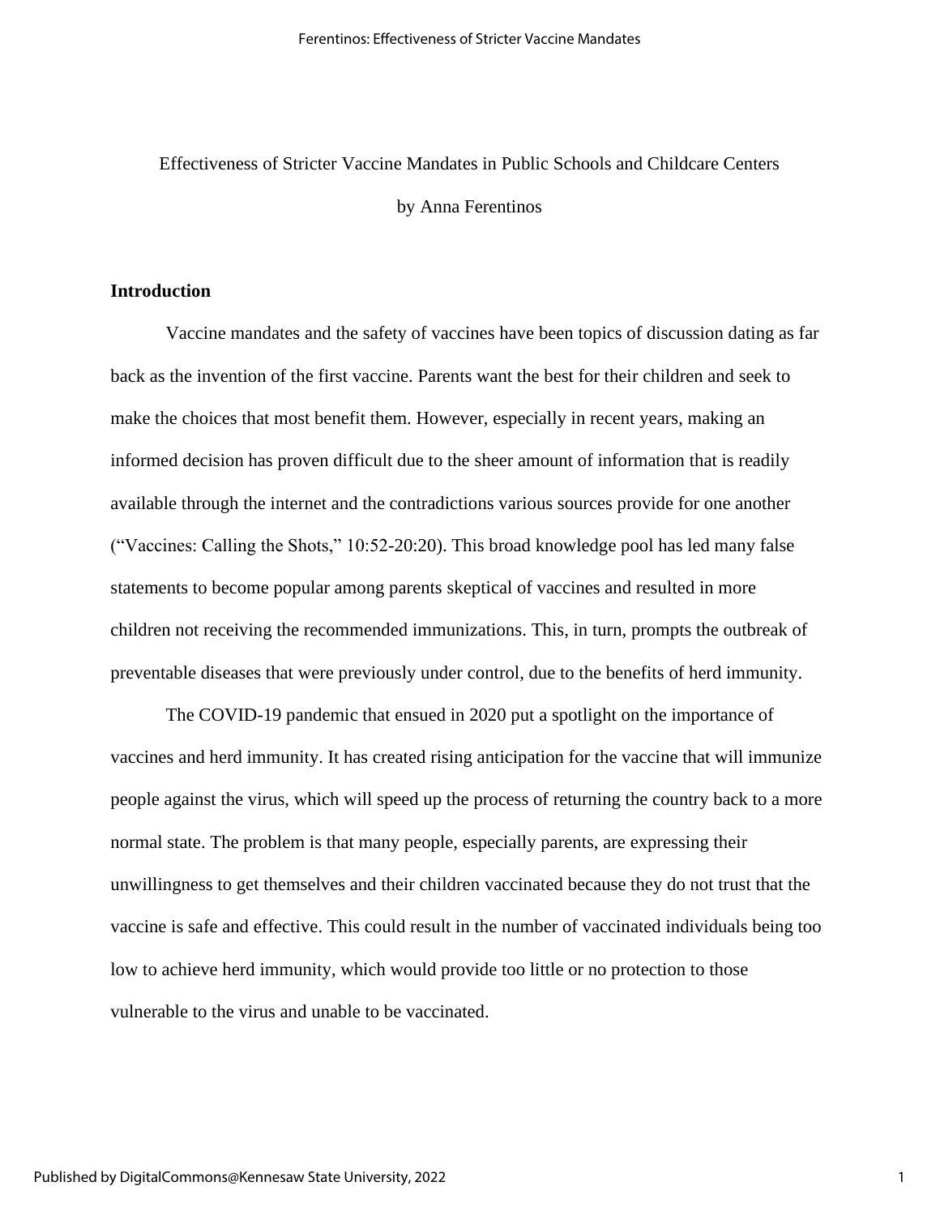Effectiveness of Stricter Vaccine Mandates in Public Schools and Childcare Centers

by Anna Ferentinos

## Introduction

Vaccine mandates and the safety of vaccines have been topics of discussion dating as far back as the invention of the first vaccine. Parents want the best for their children and seek to make the choices that most benefit them. However, especially in recent years, making an informed decision has proven difficult due to the sheer amount of information that is readily available through the internet and the contradictions various sources provide for one another ("Vaccines: Calling the Shots," 10:52-20:20). This broad knowledge pool has led many false statements to become popular among parents skeptical of vaccines and resulted in more children not receiving the recommended immunizations. This, in turn, prompts the outbreak of preventable diseases that were previously under control, due to the benefits of herd immunity.

The COVID-19 pandemic that ensued in 2020 put a spotlight on the importance of vaccines and herd immunity. It has created rising anticipation for the vaccine that will immunize people against the virus, which will speed up the process of returning the country back to a more normal state. The problem is that many people, especially parents, are expressing their unwillingness to get themselves and their children vaccinated because they do not trust that the vaccine is safe and effective. This could result in the number of vaccinated individuals being too low to achieve herd immunity, which would provide too little or no protection to those vulnerable to the virus and unable to be vaccinated.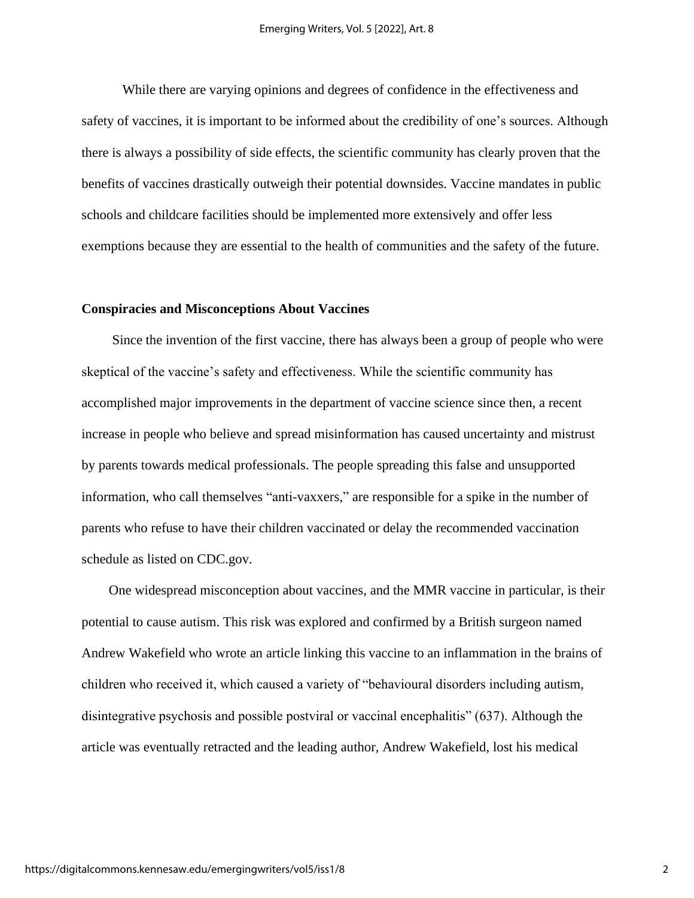While there are varying opinions and degrees of confidence in the effectiveness and safety of vaccines, it is important to be informed about the credibility of one's sources. Although there is always a possibility of side effects, the scientific community has clearly proven that the benefits of vaccines drastically outweigh their potential downsides. Vaccine mandates in public schools and childcare facilities should be implemented more extensively and offer less exemptions because they are essential to the health of communities and the safety of the future.

**Conspiracies and Misconceptions About Vaccines**

Since the invention of the first vaccine, there has always been a group of people who were skeptical of the vaccine's safety and effectiveness. While the scientific community has accomplished major improvements in the department of vaccine science since then, a recent increase in people who believe and spread misinformation has caused uncertainty and mistrust by parents towards medical professionals. The people spreading this false and unsupported information, who call themselves "anti-vaxxers," are responsible for a spike in the number of parents who refuse to have their children vaccinated or delay the recommended vaccination schedule as listed on CDC.gov.

One widespread misconception about vaccines, and the MMR vaccine in particular, is their potential to cause autism. This risk was explored and confirmed by a British surgeon named Andrew Wakefield who wrote an article linking this vaccine to an inflammation in the brains of children who received it, which caused a variety of "behavioural disorders including autism, disintegrative psychosis and possible postviral or vaccinal encephalitis" (637). Although the article was eventually retracted and the leading author, Andrew Wakefield, lost his medical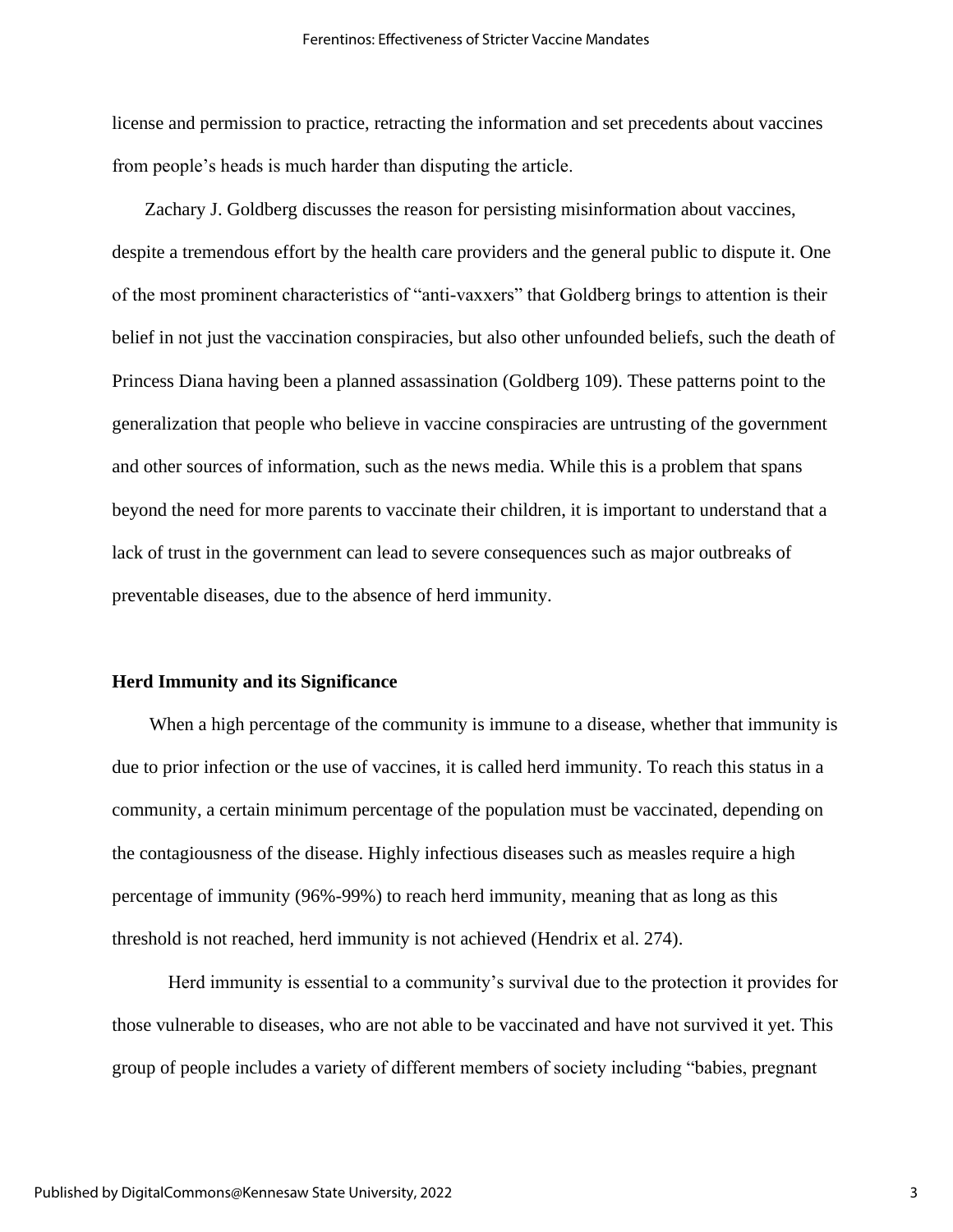license and permission to practice, retracting the information and set precedents about vaccines from people's heads is much harder than disputing the article.

Zachary J. Goldberg discusses the reason for persisting misinformation about vaccines, despite a tremendous effort by the health care providers and the general public to dispute it. One of the most prominent characteristics of "anti-vaxxers" that Goldberg brings to attention is their belief in not just the vaccination conspiracies, but also other unfounded beliefs, such the death of Princess Diana having been a planned assassination (Goldberg 109). These patterns point to the generalization that people who believe in vaccine conspiracies are untrusting of the government and other sources of information, such as the news media. While this is a problem that spans beyond the need for more parents to vaccinate their children, it is important to understand that a lack of trust in the government can lead to severe consequences such as major outbreaks of preventable diseases, due to the absence of herd immunity.

**Herd Immunity and its Significance**

When a high percentage of the community is immune to a disease, whether that immunity is due to prior infection or the use of vaccines, it is called herd immunity. To reach this status in a community, a certain minimum percentage of the population must be vaccinated, depending on the contagiousness of the disease. Highly infectious diseases such as measles require a high percentage of immunity (96%-99%) to reach herd immunity, meaning that as long as this threshold is not reached, herd immunity is not achieved (Hendrix et al. 274).

Herd immunity is essential to a community's survival due to the protection it provides for those vulnerable to diseases, who are not able to be vaccinated and have not survived it yet. This group of people includes a variety of different members of society including "babies, pregnant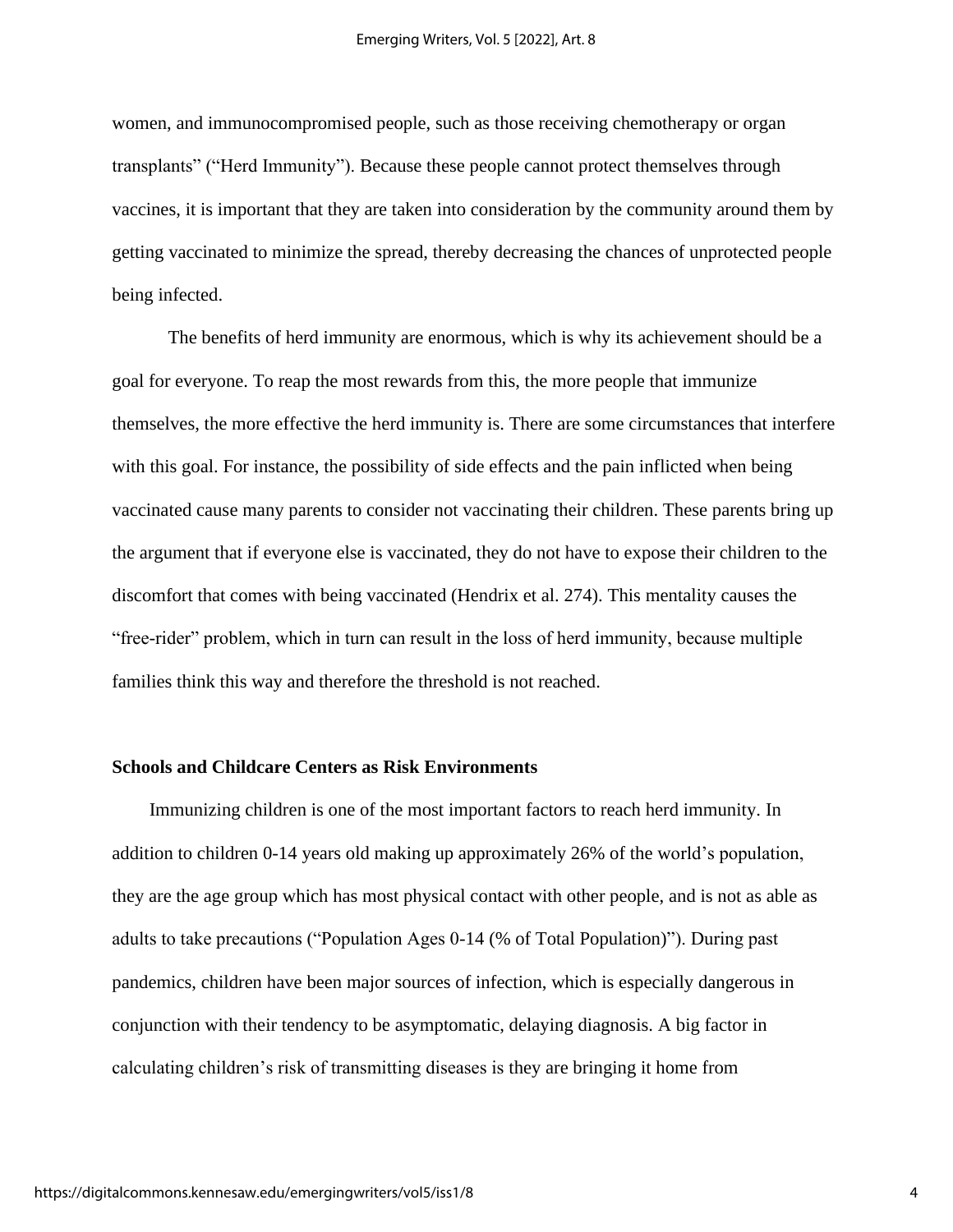women, and immunocompromised people, such as those receiving chemotherapy or organ transplants" ("Herd Immunity"). Because these people cannot protect themselves through vaccines, it is important that they are taken into consideration by the community around them by getting vaccinated to minimize the spread, thereby decreasing the chances of unprotected people being infected.

The benefits of herd immunity are enormous, which is why its achievement should be a goal for everyone. To reap the most rewards from this, the more people that immunize themselves, the more effective the herd immunity is. There are some circumstances that interfere with this goal. For instance, the possibility of side effects and the pain inflicted when being vaccinated cause many parents to consider not vaccinating their children. These parents bring up the argument that if everyone else is vaccinated, they do not have to expose their children to the discomfort that comes with being vaccinated (Hendrix et al. 274). This mentality causes the "free-rider" problem, which in turn can result in the loss of herd immunity, because multiple families think this way and therefore the threshold is not reached.

## Schools and Childcare Centers as Risk Environments

Immunizing children is one of the most important factors to reach herd immunity. In addition to children 0-14 years old making up approximately 26% of the world's population, they are the age group which has most physical contact with other people, and is not as able as adults to take precautions ("Population Ages 0-14 (% of Total Population)"). During past pandemics, children have been major sources of infection, which is especially dangerous in conjunction with their tendency to be asymptomatic, delaying diagnosis. A big factor in calculating children's risk of transmitting diseases is they are bringing it home from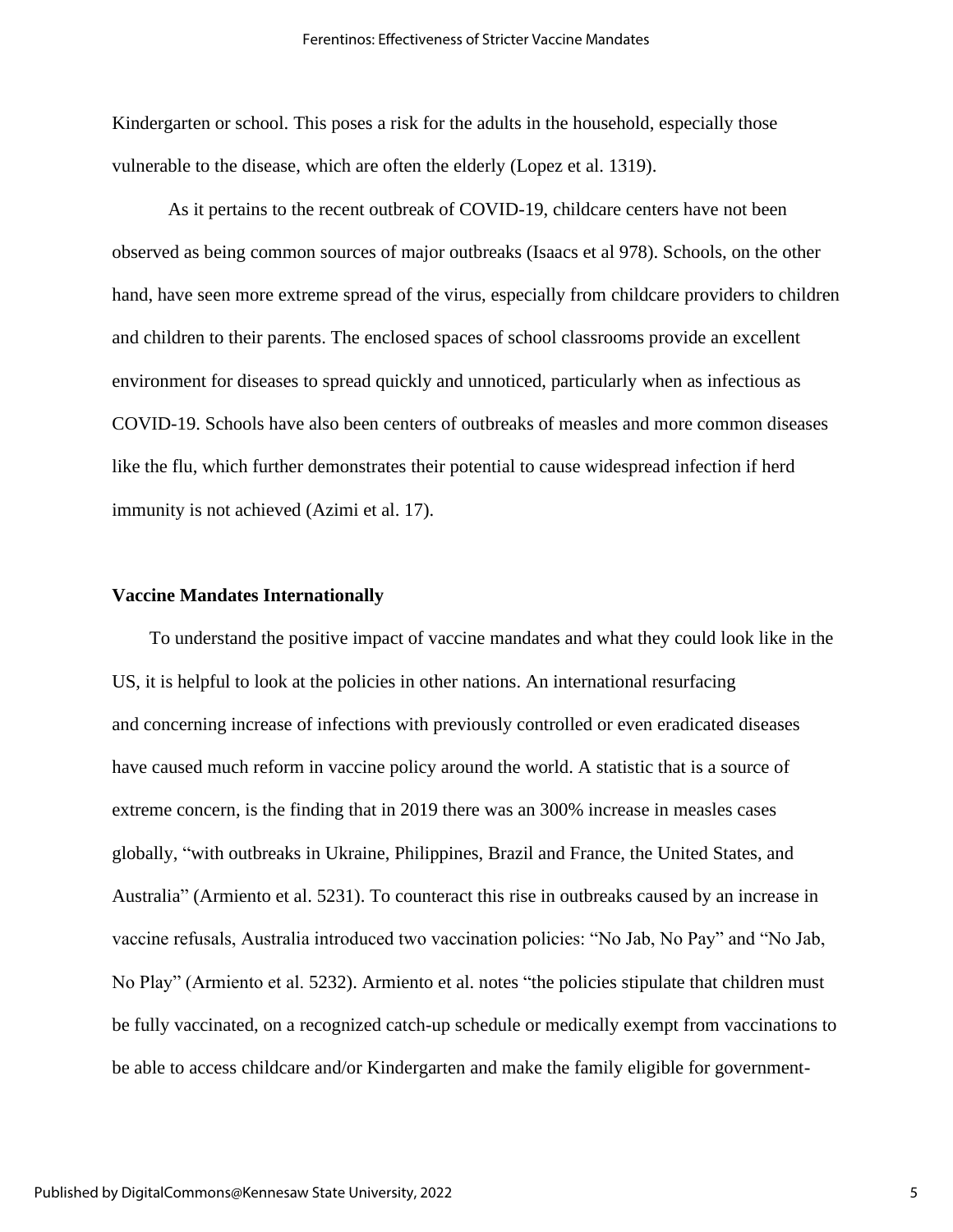Kindergarten or school. This poses a risk for the adults in the household, especially those vulnerable to the disease, which are often the elderly (Lopez et al. 1319).

As it pertains to the recent outbreak of COVID-19, childcare centers have not been observed as being common sources of major outbreaks (Isaacs et al 978). Schools, on the other hand, have seen more extreme spread of the virus, especially from childcare providers to children and children to their parents. The enclosed spaces of school classrooms provide an excellent environment for diseases to spread quickly and unnoticed, particularly when as infectious as COVID-19. Schools have also been centers of outbreaks of measles and more common diseases like the flu, which further demonstrates their potential to cause widespread infection if herd immunity is not achieved (Azimi et al. 17).

**Vaccine Mandates Internationally**

To understand the positive impact of vaccine mandates and what they could look like in the US, it is helpful to look at the policies in other nations. An international resurfacing and concerning increase of infections with previously controlled or even eradicated diseases have caused much reform in vaccine policy around the world. A statistic that is a source of extreme concern, is the finding that in 2019 there was an 300% increase in measles cases globally, "with outbreaks in Ukraine, Philippines, Brazil and France, the United States, and Australia" (Armiento et al. 5231). To counteract this rise in outbreaks caused by an increase in vaccine refusals, Australia introduced two vaccination policies: "No Jab, No Pay" and "No Jab, No Play" (Armiento et al. 5232). Armiento et al. notes "the policies stipulate that children must be fully vaccinated, on a recognized catch-up schedule or medically exempt from vaccinations to be able to access childcare and/or Kindergarten and make the family eligible for government-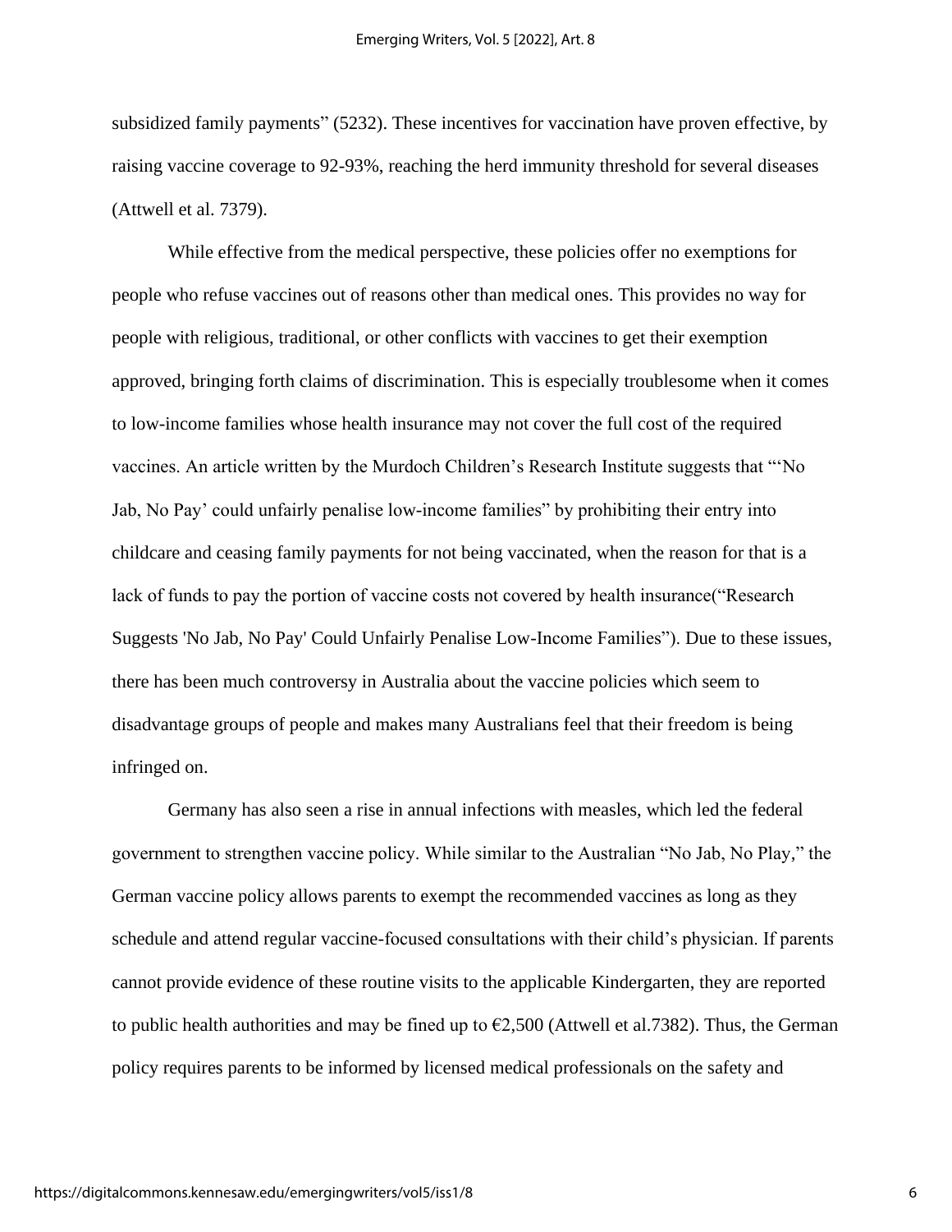subsidized family payments" (5232). These incentives for vaccination have proven effective, by raising vaccine coverage to 92-93%, reaching the herd immunity threshold for several diseases (Attwell et al. 7379).

While effective from the medical perspective, these policies offer no exemptions for people who refuse vaccines out of reasons other than medical ones. This provides no way for people with religious, traditional, or other conflicts with vaccines to get their exemption approved, bringing forth claims of discrimination. This is especially troublesome when it comes to low-income families whose health insurance may not cover the full cost of the required vaccines. An article written by the Murdoch Children's Research Institute suggests that "'No Jab, No Pay' could unfairly penalise low-income families" by prohibiting their entry into childcare and ceasing family payments for not being vaccinated, when the reason for that is a lack of funds to pay the portion of vaccine costs not covered by health insurance("Research Suggests 'No Jab, No Pay' Could Unfairly Penalise Low-Income Families"). Due to these issues, there has been much controversy in Australia about the vaccine policies which seem to disadvantage groups of people and makes many Australians feel that their freedom is being infringed on.

Germany has also seen a rise in annual infections with measles, which led the federal government to strengthen vaccine policy. While similar to the Australian "No Jab, No Play," the German vaccine policy allows parents to exempt the recommended vaccines as long as they schedule and attend regular vaccine-focused consultations with their child's physician. If parents cannot provide evidence of these routine visits to the applicable Kindergarten, they are reported to public health authorities and may be fined up to €2,500 (Attwell et al.7382). Thus, the German policy requires parents to be informed by licensed medical professionals on the safety and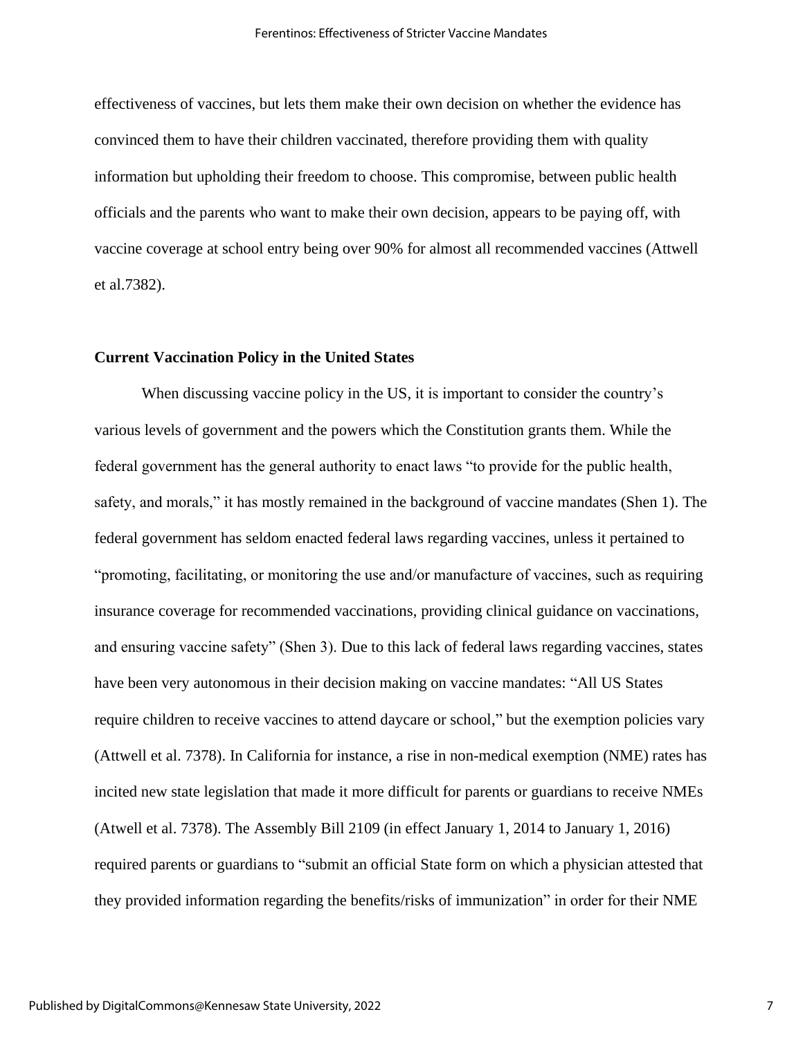effectiveness of vaccines, but lets them make their own decision on whether the evidence has convinced them to have their children vaccinated, therefore providing them with quality information but upholding their freedom to choose. This compromise, between public health officials and the parents who want to make their own decision, appears to be paying off, with vaccine coverage at school entry being over 90% for almost all recommended vaccines (Attwell et al.7382).

**Current Vaccination Policy in the United States**

When discussing vaccine policy in the US, it is important to consider the country's various levels of government and the powers which the Constitution grants them. While the federal government has the general authority to enact laws "to provide for the public health, safety, and morals," it has mostly remained in the background of vaccine mandates (Shen 1). The federal government has seldom enacted federal laws regarding vaccines, unless it pertained to "promoting, facilitating, or monitoring the use and/or manufacture of vaccines, such as requiring insurance coverage for recommended vaccinations, providing clinical guidance on vaccinations, and ensuring vaccine safety" (Shen 3). Due to this lack of federal laws regarding vaccines, states have been very autonomous in their decision making on vaccine mandates: "All US States require children to receive vaccines to attend daycare or school," but the exemption policies vary (Attwell et al. 7378). In California for instance, a rise in non-medical exemption (NME) rates has incited new state legislation that made it more difficult for parents or guardians to receive NMEs (Atwell et al. 7378). The Assembly Bill 2109 (in effect January 1, 2014 to January 1, 2016) required parents or guardians to "submit an official State form on which a physician attested that they provided information regarding the benefits/risks of immunization" in order for their NME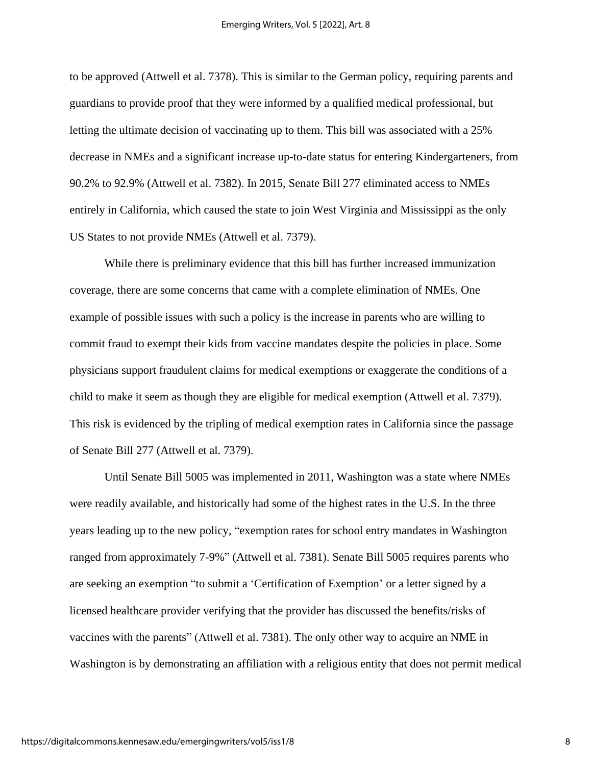to be approved (Attwell et al. 7378). This is similar to the German policy, requiring parents and guardians to provide proof that they were informed by a qualified medical professional, but letting the ultimate decision of vaccinating up to them. This bill was associated with a 25% decrease in NMEs and a significant increase up-to-date status for entering Kindergarteners, from 90.2% to 92.9% (Attwell et al. 7382). In 2015, Senate Bill 277 eliminated access to NMEs entirely in California, which caused the state to join West Virginia and Mississippi as the only US States to not provide NMEs (Attwell et al. 7379).

While there is preliminary evidence that this bill has further increased immunization coverage, there are some concerns that came with a complete elimination of NMEs. One example of possible issues with such a policy is the increase in parents who are willing to commit fraud to exempt their kids from vaccine mandates despite the policies in place. Some physicians support fraudulent claims for medical exemptions or exaggerate the conditions of a child to make it seem as though they are eligible for medical exemption (Attwell et al. 7379). This risk is evidenced by the tripling of medical exemption rates in California since the passage of Senate Bill 277 (Attwell et al. 7379).

Until Senate Bill 5005 was implemented in 2011, Washington was a state where NMEs were readily available, and historically had some of the highest rates in the U.S. In the three years leading up to the new policy, "exemption rates for school entry mandates in Washington ranged from approximately 7-9%" (Attwell et al. 7381). Senate Bill 5005 requires parents who are seeking an exemption "to submit a 'Certification of Exemption' or a letter signed by a licensed healthcare provider verifying that the provider has discussed the benefits/risks of vaccines with the parents" (Attwell et al. 7381). The only other way to acquire an NME in Washington is by demonstrating an affiliation with a religious entity that does not permit medical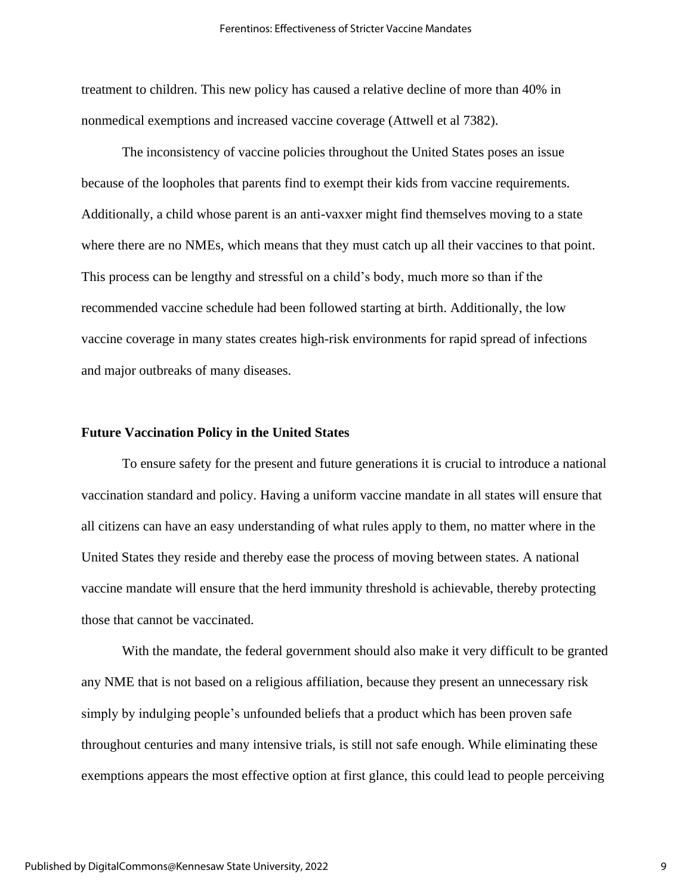treatment to children. This new policy has caused a relative decline of more than 40% in nonmedical exemptions and increased vaccine coverage (Attwell et al 7382).

The inconsistency of vaccine policies throughout the United States poses an issue because of the loopholes that parents find to exempt their kids from vaccine requirements. Additionally, a child whose parent is an anti-vaxxer might find themselves moving to a state where there are no NMEs, which means that they must catch up all their vaccines to that point. This process can be lengthy and stressful on a child's body, much more so than if the recommended vaccine schedule had been followed starting at birth. Additionally, the low vaccine coverage in many states creates high-risk environments for rapid spread of infections and major outbreaks of many diseases.

**Future Vaccination Policy in the United States**

To ensure safety for the present and future generations it is crucial to introduce a national vaccination standard and policy. Having a uniform vaccine mandate in all states will ensure that all citizens can have an easy understanding of what rules apply to them, no matter where in the United States they reside and thereby ease the process of moving between states. A national vaccine mandate will ensure that the herd immunity threshold is achievable, thereby protecting those that cannot be vaccinated.

With the mandate, the federal government should also make it very difficult to be granted any NME that is not based on a religious affiliation, because they present an unnecessary risk simply by indulging people's unfounded beliefs that a product which has been proven safe throughout centuries and many intensive trials, is still not safe enough. While eliminating these exemptions appears the most effective option at first glance, this could lead to people perceiving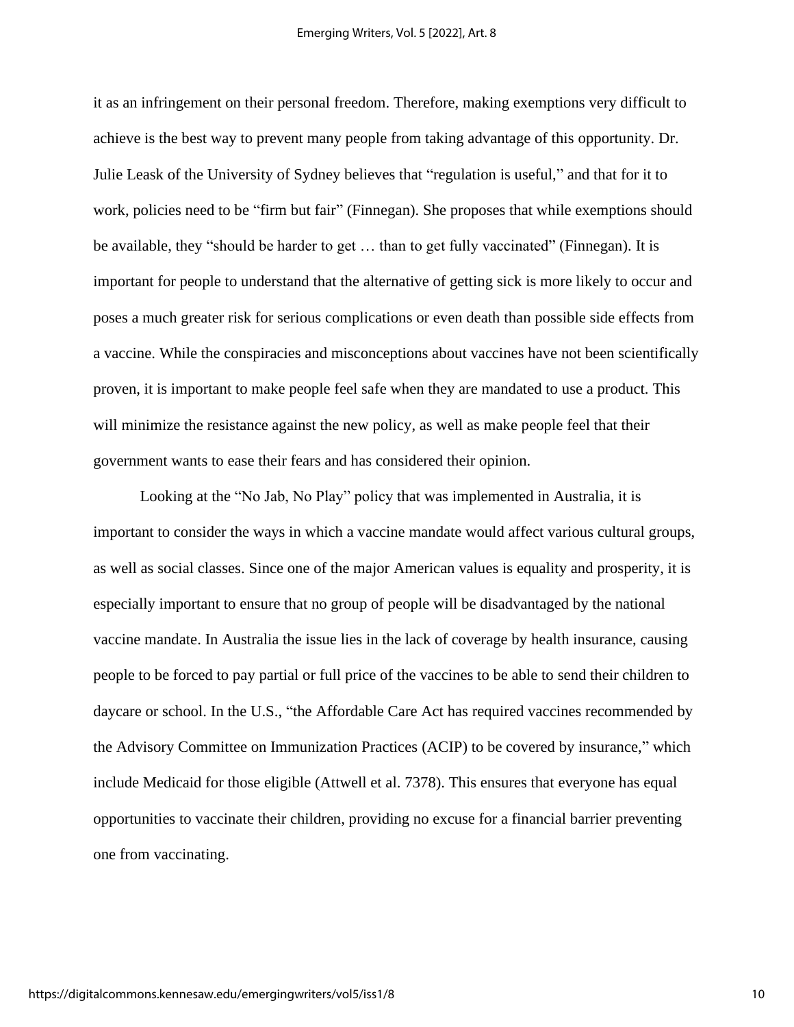it as an infringement on their personal freedom. Therefore, making exemptions very difficult to achieve is the best way to prevent many people from taking advantage of this opportunity. Dr. Julie Leask of the University of Sydney believes that "regulation is useful," and that for it to work, policies need to be "firm but fair" (Finnegan). She proposes that while exemptions should be available, they "should be harder to get … than to get fully vaccinated" (Finnegan). It is important for people to understand that the alternative of getting sick is more likely to occur and poses a much greater risk for serious complications or even death than possible side effects from a vaccine. While the conspiracies and misconceptions about vaccines have not been scientifically proven, it is important to make people feel safe when they are mandated to use a product. This will minimize the resistance against the new policy, as well as make people feel that their government wants to ease their fears and has considered their opinion.

Looking at the "No Jab, No Play" policy that was implemented in Australia, it is important to consider the ways in which a vaccine mandate would affect various cultural groups, as well as social classes. Since one of the major American values is equality and prosperity, it is especially important to ensure that no group of people will be disadvantaged by the national vaccine mandate. In Australia the issue lies in the lack of coverage by health insurance, causing people to be forced to pay partial or full price of the vaccines to be able to send their children to daycare or school. In the U.S., "the Affordable Care Act has required vaccines recommended by the Advisory Committee on Immunization Practices (ACIP) to be covered by insurance," which include Medicaid for those eligible (Attwell et al. 7378). This ensures that everyone has equal opportunities to vaccinate their children, providing no excuse for a financial barrier preventing one from vaccinating.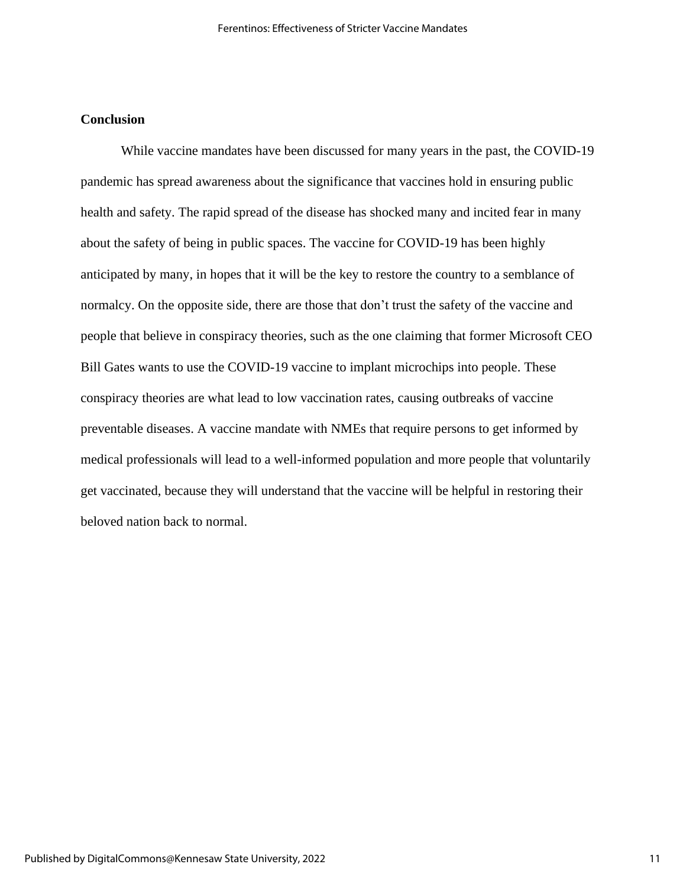**Conclusion**

While vaccine mandates have been discussed for many years in the past, the COVID-19 pandemic has spread awareness about the significance that vaccines hold in ensuring public health and safety. The rapid spread of the disease has shocked many and incited fear in many about the safety of being in public spaces. The vaccine for COVID-19 has been highly anticipated by many, in hopes that it will be the key to restore the country to a semblance of normalcy. On the opposite side, there are those that don't trust the safety of the vaccine and people that believe in conspiracy theories, such as the one claiming that former Microsoft CEO Bill Gates wants to use the COVID-19 vaccine to implant microchips into people. These conspiracy theories are what lead to low vaccination rates, causing outbreaks of vaccine preventable diseases. A vaccine mandate with NMEs that require persons to get informed by medical professionals will lead to a well-informed population and more people that voluntarily get vaccinated, because they will understand that the vaccine will be helpful in restoring their beloved nation back to normal.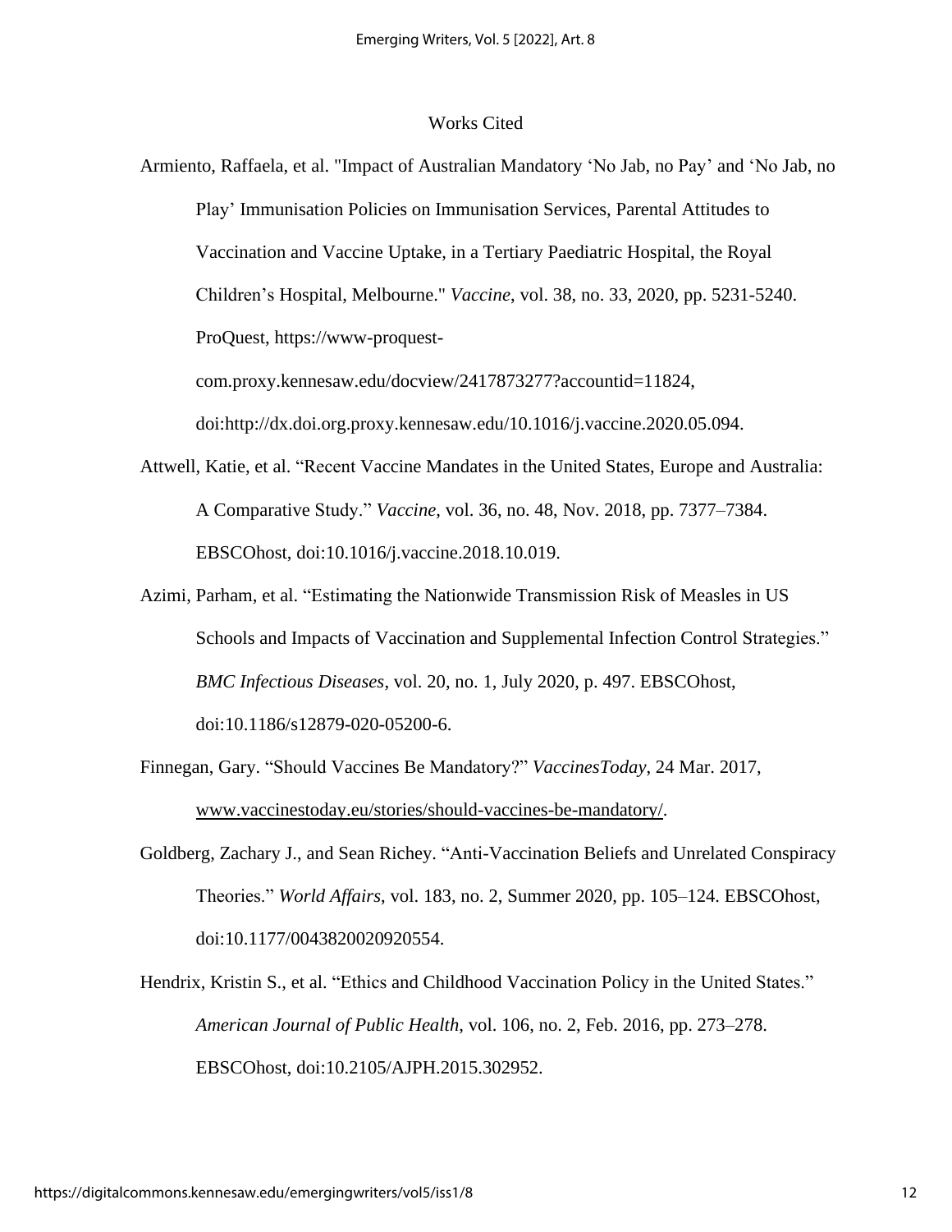# Works Cited

Armiento, Raffaela, et al. "Impact of Australian Mandatory 'No Jab, no Pay' and 'No Jab, no Play' Immunisation Policies on Immunisation Services, Parental Attitudes to Vaccination and Vaccine Uptake, in a Tertiary Paediatric Hospital, the Royal Children's Hospital, Melbourne." *Vaccine*, vol. 38, no. 33, 2020, pp. 5231-5240. ProQuest, https://www-proquest-com.proxy.kennesaw.edu/docview/2417873277?accountid=11824, doi:http://dx.doi.org.proxy.kennesaw.edu/10.1016/j.vaccine.2020.05.094.

Attwell, Katie, et al. "Recent Vaccine Mandates in the United States, Europe and Australia: A Comparative Study." *Vaccine*, vol. 36, no. 48, Nov. 2018, pp. 7377–7384. EBSCOhost, doi:10.1016/j.vaccine.2018.10.019.

Azimi, Parham, et al. "Estimating the Nationwide Transmission Risk of Measles in US Schools and Impacts of Vaccination and Supplemental Infection Control Strategies." *BMC Infectious Diseases*, vol. 20, no. 1, July 2020, p. 497. EBSCOhost, doi:10.1186/s12879-020-05200-6.

Finnegan, Gary. "Should Vaccines Be Mandatory?" *VaccinesToday*, 24 Mar. 2017, www.vaccinestoday.eu/stories/should-vaccines-be-mandatory/.

Goldberg, Zachary J., and Sean Richey. "Anti-Vaccination Beliefs and Unrelated Conspiracy Theories." *World Affairs*, vol. 183, no. 2, Summer 2020, pp. 105–124. EBSCOhost, doi:10.1177/0043820020920554.

Hendrix, Kristin S., et al. "Ethics and Childhood Vaccination Policy in the United States." *American Journal of Public Health*, vol. 106, no. 2, Feb. 2016, pp. 273–278. EBSCOhost, doi:10.2105/AJPH.2015.302952.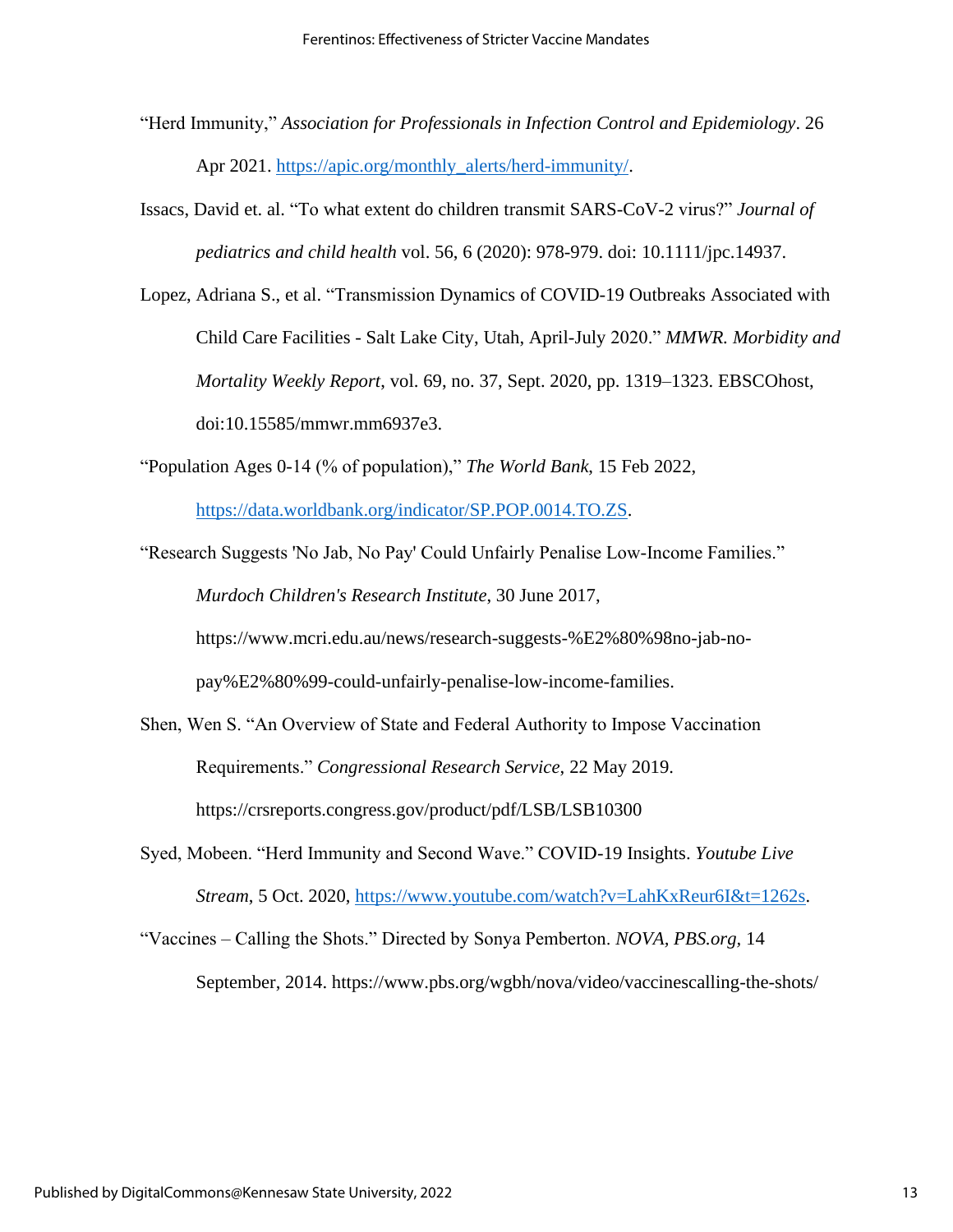"Herd Immunity," *Association for Professionals in Infection Control and Epidemiology*. 26 Apr 2021. [https://apic.org/monthly_alerts/herd-immunity/](https://apic.org/monthly_alerts/herd-immunity/).

Issacs, David et. al. "To what extent do children transmit SARS-CoV-2 virus?" *Journal of pediatrics and child health* vol. 56, 6 (2020): 978-979. doi: 10.1111/jpc.14937.

Lopez, Adriana S., et al. "Transmission Dynamics of COVID-19 Outbreaks Associated with Child Care Facilities - Salt Lake City, Utah, April-July 2020." *MMWR. Morbidity and Mortality Weekly Report*, vol. 69, no. 37, Sept. 2020, pp. 1319–1323. EBSCOhost, doi:10.15585/mmwr.mm6937e3.

"Population Ages 0-14 (% of population)," *The World Bank*, 15 Feb 2022, [https://data.worldbank.org/indicator/SP.POP.0014.TO.ZS](https://data.worldbank.org/indicator/SP.POP.0014.TO.ZS).

"Research Suggests 'No Jab, No Pay' Could Unfairly Penalise Low-Income Families." *Murdoch Children's Research Institute*, 30 June 2017, https://www.mcri.edu.au/news/research-suggests-%E2%80%98no-jab-no-pay%E2%80%99-could-unfairly-penalise-low-income-families.

Shen, Wen S. "An Overview of State and Federal Authority to Impose Vaccination Requirements." *Congressional Research Service*, 22 May 2019. https://crsreports.congress.gov/product/pdf/LSB/LSB10300

Syed, Mobeen. "Herd Immunity and Second Wave." COVID-19 Insights. *Youtube Live Stream*, 5 Oct. 2020, [https://www.youtube.com/watch?v=LahKxReur6I&t=1262s](https://www.youtube.com/watch?v=LahKxReur6I&t=1262s).

"Vaccines – Calling the Shots." Directed by Sonya Pemberton. *NOVA, PBS.org,* 14 September, 2014. https://www.pbs.org/wgbh/nova/video/vaccinescalling-the-shots/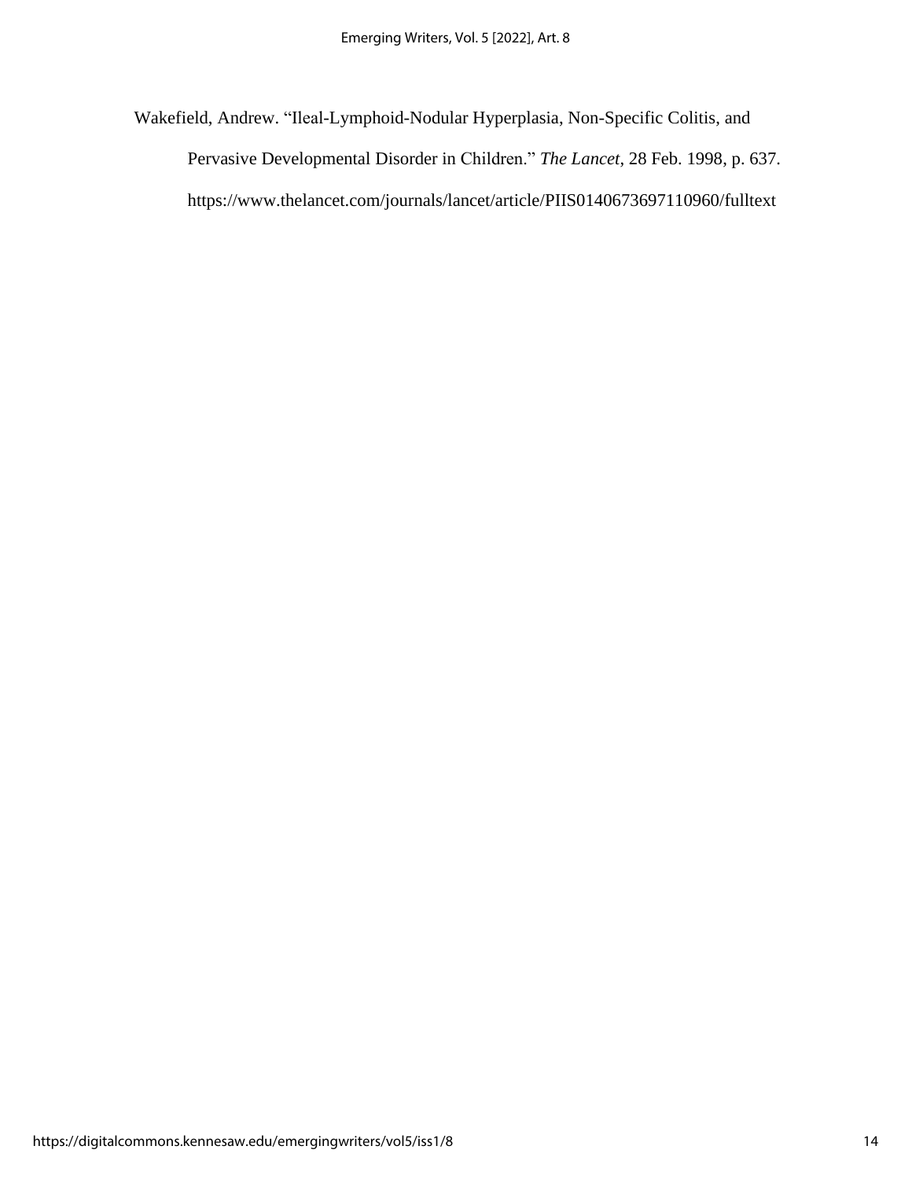Wakefield, Andrew. "Ileal-Lymphoid-Nodular Hyperplasia, Non-Specific Colitis, and Pervasive Developmental Disorder in Children." *The Lancet*, 28 Feb. 1998, p. 637. https://www.thelancet.com/journals/lancet/article/PIIS0140673697110960/fulltext